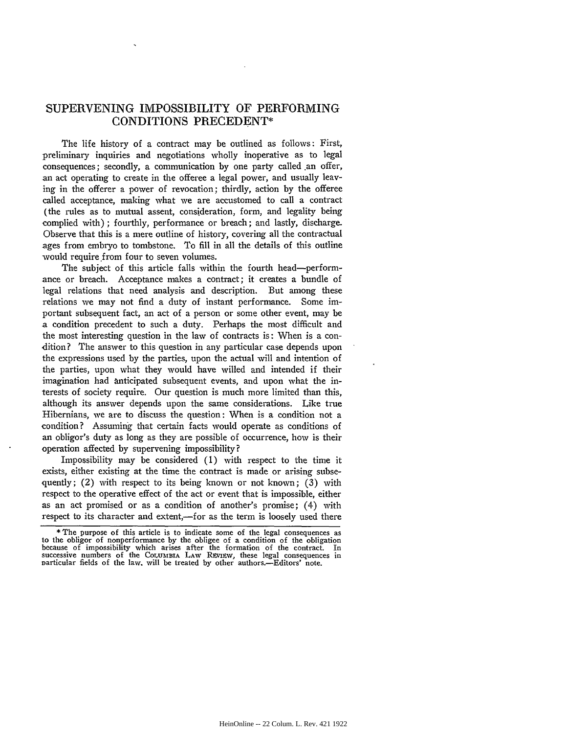# SUPERVENING IMPOSSIBILITY OF PERFORMING CONDITIONS PRECEDENT*

The life history of a contract may be outlined as follows: First, preliminary inquiries and negotiations wholly inoperative as to legal consequences; secondly, a communication by one party called an offer, an act operating to create in the offeree a legal power, and usually leaving in the offerer a power of revocation; thirdly, action by the offeree called acceptance, making what we are accustomed to call a contract (the rules as to mutual assent, consideration, form, and legality being complied with); fourthly, performance or breach; and lastly, discharge. Observe that this is a mere outline of history, covering all the contractual ages from embryo to tombstone. To fill in all the details of this outline would require from four to seven volumes.

The subject of this article falls within the fourth head—performance or breach. Acceptance makes a contract; it creates a bundle of legal relations that need analysis and description. But among these relations we may not find a duty of instant performance. Some important subsequent fact, an act of a person or some other event, may be a condition precedent to such a duty. Perhaps the most difficult and the most interesting question in the law of contracts is: When is a condition? The answer to this question in any particular case depends upon the expressions used by the parties, upon the actual will and intention of the parties, upon what they would have willed and intended if their imagination had anticipated subsequent events, and upon what the interests of society require. Our question is much more limited than this, although its answer depends upon the same considerations. Like true Hibernians, we are to discuss the question: When is a condition not a condition? Assuming that certain facts would operate as conditions of an obligor's duty as long as they are possible of occurrence, how is their operation affected by supervening impossibility?

Impossibility may be considered (1) with respect to the time it exists, either existing at the time the contract is made or arising subsequently; (2) with respect to its being known or not known; (3) with respect to the operative effect of the act or event that is impossible, either as an act promised or as a condition of another's promise; (4) with respect to its character and extent,—for as the term is loosely used there

---

* The purpose of this article is to indicate some of the legal consequences as to the obligor of nonperformance by the obligee of a condition of the obligation because of impossibility which arises after the formation of the contract. In successive numbers of the COLUMBIA LAW REVIEW, these legal consequences in particular fields of the law, will be treated by other authors.—Editors' note.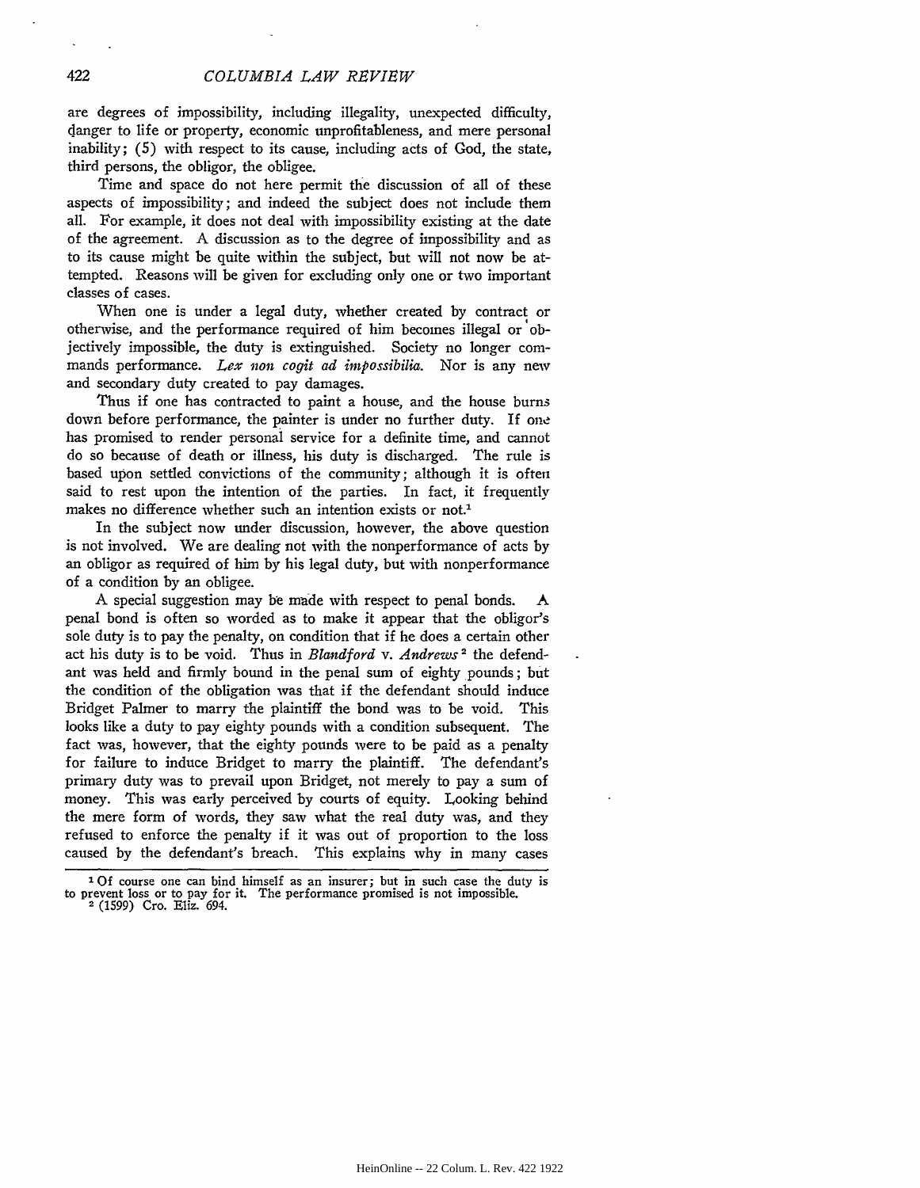are degrees of impossibility, including illegality, unexpected difficulty, danger to life or property, economic unprofitableness, and mere personal inability; (5) with respect to its cause, including acts of God, the state, third persons, the obligor, the obligee.

Time and space do not here permit the discussion of all of these aspects of impossibility; and indeed the subject does not include them all. For example, it does not deal with impossibility existing at the date of the agreement. A discussion as to the degree of impossibility and as to its cause might be quite within the subject, but will not now be attempted. Reasons will be given for excluding only one or two important classes of cases.

When one is under a legal duty, whether created by contract or otherwise, and the performance required of him becomes illegal or objectively impossible, the duty is extinguished. Society no longer commands performance. *Lex non cogit ad impossibilia.* Nor is any new and secondary duty created to pay damages.

Thus if one has contracted to paint a house, and the house burns down before performance, the painter is under no further duty. If one has promised to render personal service for a definite time, and cannot do so because of death or illness, his duty is discharged. The rule is based upon settled convictions of the community; although it is often said to rest upon the intention of the parties. In fact, it frequently makes no difference whether such an intention exists or not.[1]

In the subject now under discussion, however, the above question is not involved. We are dealing not with the nonperformance of acts by an obligor as required of him by his legal duty, but with nonperformance of a condition by an obligee.

A special suggestion may be made with respect to penal bonds. A penal bond is often so worded as to make it appear that the obligor's sole duty is to pay the penalty, on condition that if he does a certain other act his duty is to be void. Thus in *Blandford* v. *Andrews*[2] the defendant was held and firmly bound in the penal sum of eighty pounds; but the condition of the obligation was that if the defendant should induce Bridget Palmer to marry the plaintiff the bond was to be void. This looks like a duty to pay eighty pounds with a condition subsequent. The fact was, however, that the eighty pounds were to be paid as a penalty for failure to induce Bridget to marry the plaintiff. The defendant's primary duty was to prevail upon Bridget, not merely to pay a sum of money. This was early perceived by courts of equity. Looking behind the mere form of words, they saw what the real duty was, and they refused to enforce the penalty if it was out of proportion to the loss caused by the defendant's breach. This explains why in many cases

---

[1] Of course one can bind himself as an insurer; but in such case the duty is to prevent loss or to pay for it. The performance promised is not impossible.

[2] (1599) Cro. Eliz. 694.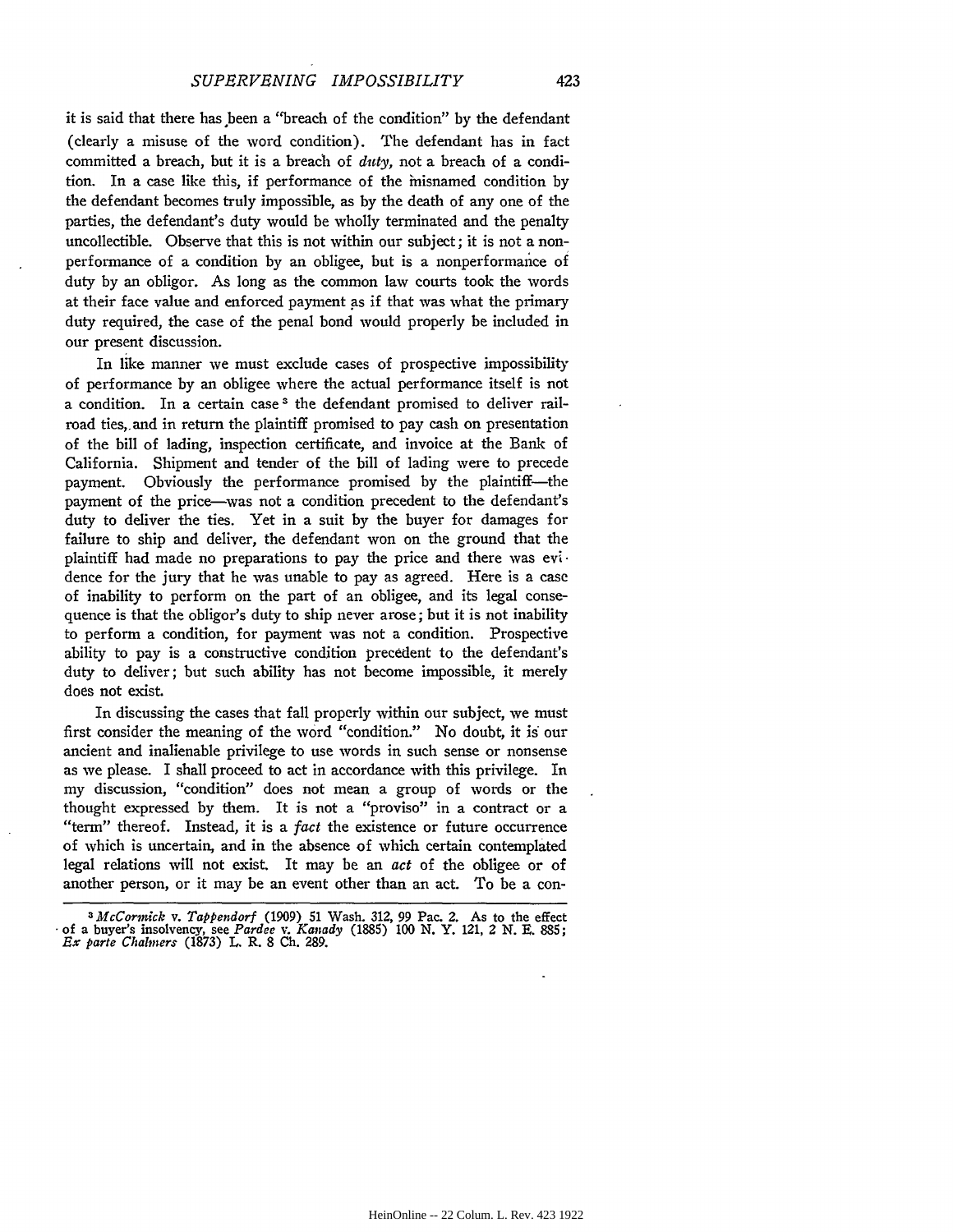it is said that there has been a "breach of the condition" by the defendant (clearly a misuse of the word condition). The defendant has in fact committed a breach, but it is a breach of *duty*, not a breach of a condition. In a case like this, if performance of the misnamed condition by the defendant becomes truly impossible, as by the death of any one of the parties, the defendant's duty would be wholly terminated and the penalty uncollectible. Observe that this is not within our subject; it is not a nonperformance of a condition by an obligee, but is a nonperformance of duty by an obligor. As long as the common law courts took the words at their face value and enforced payment as if that was what the primary duty required, the case of the penal bond would properly be included in our present discussion.

In like manner we must exclude cases of prospective impossibility of performance by an obligee where the actual performance itself is not a condition. In a certain case[3] the defendant promised to deliver railroad ties, and in return the plaintiff promised to pay cash on presentation of the bill of lading, inspection certificate, and invoice at the Bank of California. Shipment and tender of the bill of lading were to precede payment. Obviously the performance promised by the plaintiff—the payment of the price—was not a condition precedent to the defendant's duty to deliver the ties. Yet in a suit by the buyer for damages for failure to ship and deliver, the defendant won on the ground that the plaintiff had made no preparations to pay the price and there was evidence for the jury that he was unable to pay as agreed. Here is a case of inability to perform on the part of an obligee, and its legal consequence is that the obligor's duty to ship never arose; but it is not inability to perform a condition, for payment was not a condition. Prospective ability to pay is a constructive condition precedent to the defendant's duty to deliver; but such ability has not become impossible, it merely does not exist.

In discussing the cases that fall properly within our subject, we must first consider the meaning of the word "condition." No doubt, it is our ancient and inalienable privilege to use words in such sense or nonsense as we please. I shall proceed to act in accordance with this privilege. In my discussion, "condition" does not mean a group of words or the thought expressed by them. It is not a "proviso" in a contract or a "term" thereof. Instead, it is a *fact* the existence or future occurrence of which is uncertain, and in the absence of which certain contemplated legal relations will not exist. It may be an *act* of the obligee or of another person, or it may be an event other than an act. To be a con-

---

[3] *McCormick v. Tappendorf* (1909) 51 Wash. 312, 99 Pac. 2. As to the effect of a buyer's insolvency, see *Pardee v. Kanady* (1885) 100 N. Y. 121, 2 N. E. 885; *Ex parte Chalmers* (1873) L. R. 8 Ch. 289.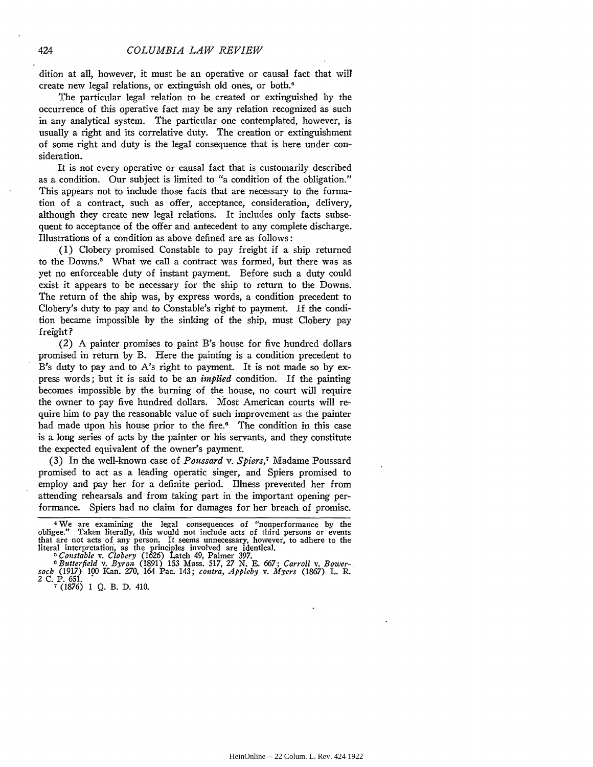dition at all, however, it must be an operative or causal fact that will create new legal relations, or extinguish old ones, or both.[4]

The particular legal relation to be created or extinguished by the occurrence of this operative fact may be any relation recognized as such in any analytical system. The particular one contemplated, however, is usually a right and its correlative duty. The creation or extinguishment of some right and duty is the legal consequence that is here under consideration.

It is not every operative or causal fact that is customarily described as a condition. Our subject is limited to "a condition of the obligation." This appears not to include those facts that are necessary to the formation of a contract, such as offer, acceptance, consideration, delivery, although they create new legal relations. It includes only facts subsequent to acceptance of the offer and antecedent to any complete discharge. Illustrations of a condition as above defined are as follows:

(1) Clobery promised Constable to pay freight if a ship returned to the Downs.[5] What we call a contract was formed, but there was as yet no enforceable duty of instant payment. Before such a duty could exist it appears to be necessary for the ship to return to the Downs. The return of the ship was, by express words, a condition precedent to Clobery's duty to pay and to Constable's right to payment. If the condition became impossible by the sinking of the ship, must Clobery pay freight?

(2) A painter promises to paint B's house for five hundred dollars promised in return by B. Here the painting is a condition precedent to B's duty to pay and to A's right to payment. It is not made so by express words; but it is said to be an *implied* condition. If the painting becomes impossible by the burning of the house, no court will require the owner to pay five hundred dollars. Most American courts will require him to pay the reasonable value of such improvement as the painter had made upon his house prior to the fire.[6] The condition in this case is a long series of acts by the painter or his servants, and they constitute the expected equivalent of the owner's payment.

(3) In the well-known case of *Poussard* v. *Spiers*,[7] Madame Poussard promised to act as a leading operatic singer, and Spiers promised to employ and pay her for a definite period. Illness prevented her from attending rehearsals and from taking part in the important opening performance. Spiers had no claim for damages for her breach of promise.

---

[4] We are examining the legal consequences of "nonperformance by the obligee." Taken literally, this would not include acts of third persons or events that are not acts of any person. It seems unnecessary, however, to adhere to the literal interpretation, as the principles involved are identical.

[5] *Constable* v. *Clobery* (1626) Latch 49, Palmer 397.

[6] *Butterfield* v. *Byron* (1891) 153 Mass. 517, 27 N. E. 667; *Carroll* v. *Bowersock* (1917) 100 Kan. 270, 164 Pac. 143; *contra, Appleby* v. *Myers* (1867) L. R. 2 C. P. 651.

[7] (1876) 1 Q. B. D. 410.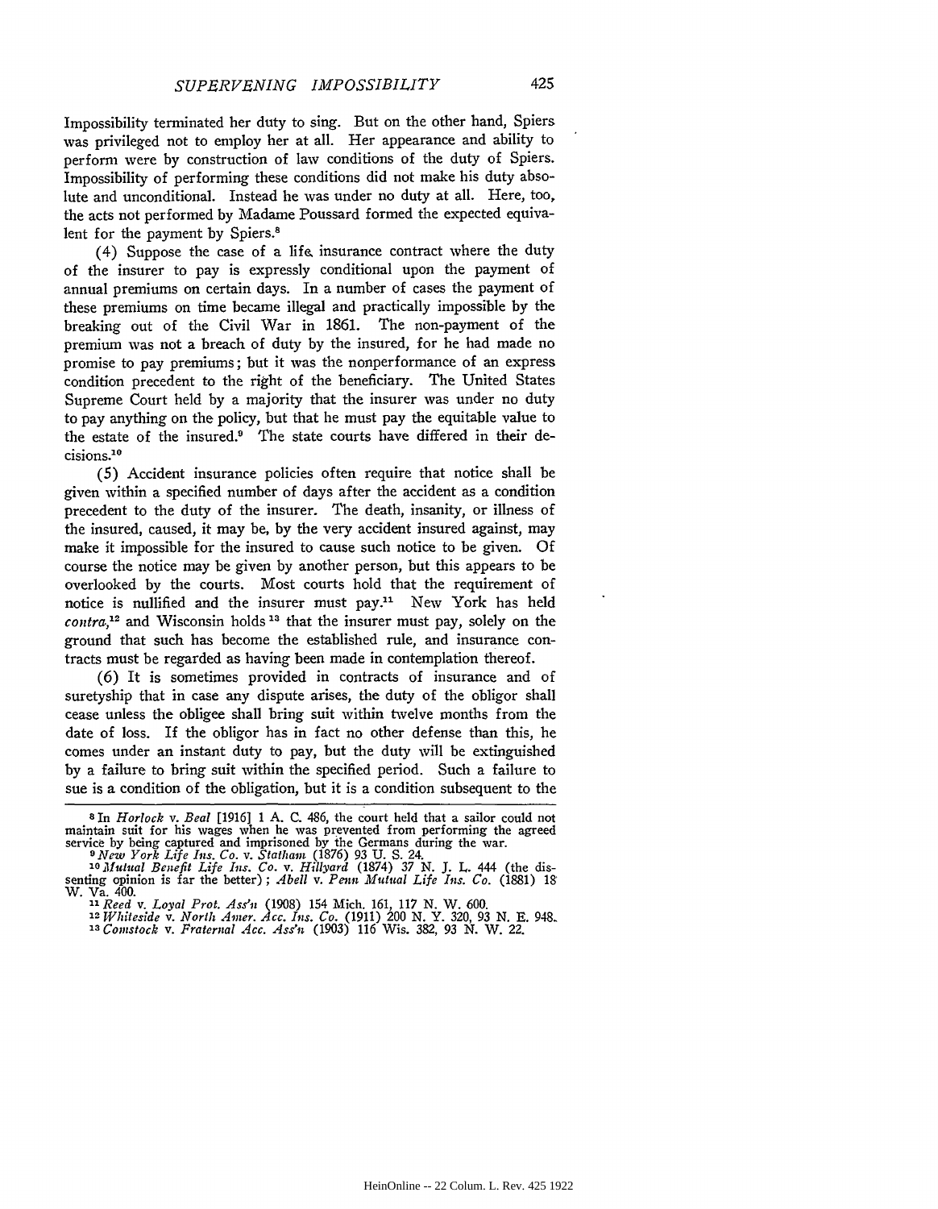Impossibility terminated her duty to sing. But on the other hand, Spiers was privileged not to employ her at all. Her appearance and ability to perform were by construction of law conditions of the duty of Spiers. Impossibility of performing these conditions did not make his duty absolute and unconditional. Instead he was under no duty at all. Here, too, the acts not performed by Madame Poussard formed the expected equivalent for the payment by Spiers.[8]

(4) Suppose the case of a life insurance contract where the duty of the insurer to pay is expressly conditional upon the payment of annual premiums on certain days. In a number of cases the payment of these premiums on time became illegal and practically impossible by the breaking out of the Civil War in 1861. The non-payment of the premium was not a breach of duty by the insured, for he had made no promise to pay premiums; but it was the nonperformance of an express condition precedent to the right of the beneficiary. The United States Supreme Court held by a majority that the insurer was under no duty to pay anything on the policy, but that he must pay the equitable value to the estate of the insured.[9] The state courts have differed in their decisions.[10]

(5) Accident insurance policies often require that notice shall be given within a specified number of days after the accident as a condition precedent to the duty of the insurer. The death, insanity, or illness of the insured, caused, it may be, by the very accident insured against, may make it impossible for the insured to cause such notice to be given. Of course the notice may be given by another person, but this appears to be overlooked by the courts. Most courts hold that the requirement of notice is nullified and the insurer must pay.[11] New York has held *contra*,[12] and Wisconsin holds[13] that the insurer must pay, solely on the ground that such has become the established rule, and insurance contracts must be regarded as having been made in contemplation thereof.

(6) It is sometimes provided in contracts of insurance and of suretyship that in case any dispute arises, the duty of the obligor shall cease unless the obligee shall bring suit within twelve months from the date of loss. If the obligor has in fact no other defense than this, he comes under an instant duty to pay, but the duty will be extinguished by a failure to bring suit within the specified period. Such a failure to sue is a condition of the obligation, but it is a condition subsequent to the

---

[8] In *Horlock* v. *Beal* [1916] 1 A. C. 486, the court held that a sailor could not maintain suit for his wages when he was prevented from performing the agreed service by being captured and imprisoned by the Germans during the war.

[9] *New York Life Ins. Co.* v. *Statham* (1876) 93 U. S. 24.

[10] *Mutual Benefit Life Ins. Co.* v. *Hillyard* (1874) 37 N. J. L. 444 (the dissenting opinion is far the better); *Abell* v. *Penn Mutual Life Ins. Co.* (1881) 18 W. Va. 400.

[11] *Reed* v. *Loyal Prot. Ass'n* (1908) 154 Mich. 161, 117 N. W. 600.

[12] *Whiteside* v. *North Amer. Acc. Ins. Co.* (1911) 200 N. Y. 320, 93 N. E. 948.

[13] *Comstock* v. *Fraternal Acc. Ass'n* (1903) 116 Wis. 382, 93 N. W. 22.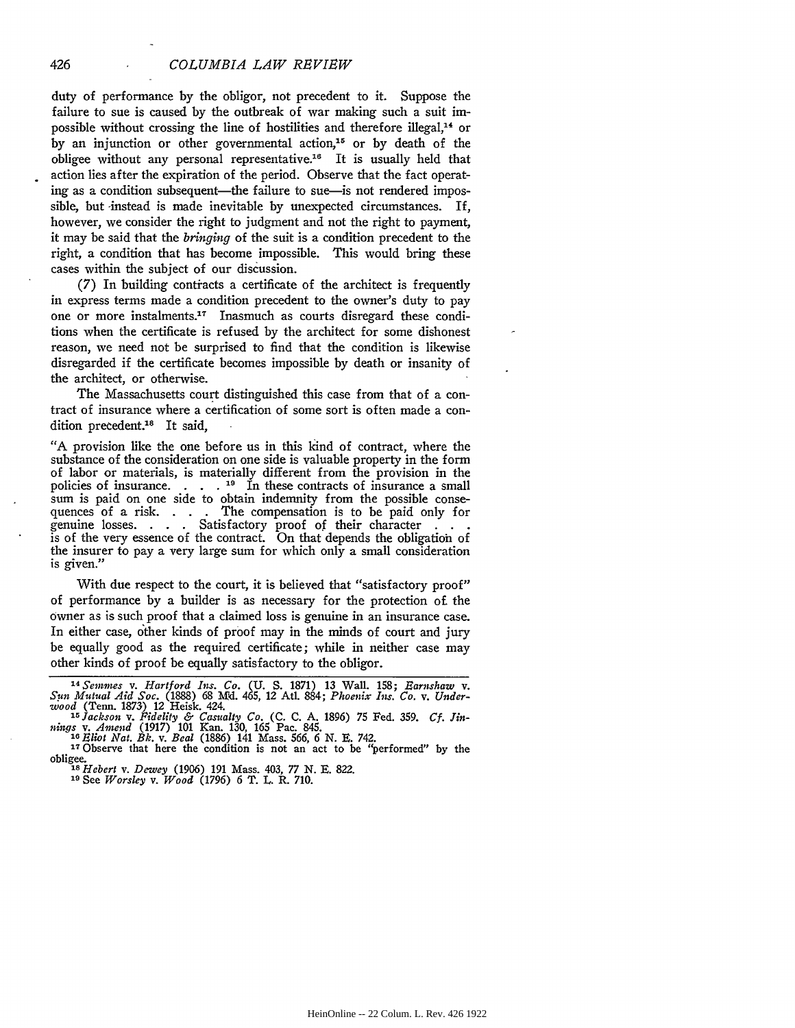duty of performance by the obligor, not precedent to it. Suppose the failure to sue is caused by the outbreak of war making such a suit impossible without crossing the line of hostilities and therefore illegal,[14] or by an injunction or other governmental action,[15] or by death of the obligee without any personal representative.[16] It is usually held that action lies after the expiration of the period. Observe that the fact operating as a condition subsequent—the failure to sue—is not rendered impossible, but instead is made inevitable by unexpected circumstances. If, however, we consider the right to judgment and not the right to payment, it may be said that the *bringing* of the suit is a condition precedent to the right, a condition that has become impossible. This would bring these cases within the subject of our discussion.

(7) In building contracts a certificate of the architect is frequently in express terms made a condition precedent to the owner's duty to pay one or more instalments.[17] Inasmuch as courts disregard these conditions when the certificate is refused by the architect for some dishonest reason, we need not be surprised to find that the condition is likewise disregarded if the certificate becomes impossible by death or insanity of the architect, or otherwise.

The Massachusetts court distinguished this case from that of a contract of insurance where a certification of some sort is often made a condition precedent.[18] It said,

> "A provision like the one before us in this kind of contract, where the substance of the consideration on one side is valuable property in the form of labor or materials, is materially different from the provision in the policies of insurance. . . . [19] In these contracts of insurance a small sum is paid on one side to obtain indemnity from the possible consequences of a risk. . . . The compensation is to be paid only for genuine losses. . . . Satisfactory proof of their character . . . is of the very essence of the contract. On that depends the obligation of the insurer to pay a very large sum for which only a small consideration is given."

With due respect to the court, it is believed that "satisfactory proof" of performance by a builder is as necessary for the protection of the owner as is such proof that a claimed loss is genuine in an insurance case. In either case, other kinds of proof may in the minds of court and jury be equally good as the required certificate; while in neither case may other kinds of proof be equally satisfactory to the obligor.

---

[14] *Semmes* v. *Hartford Ins. Co.* (U. S. 1871) 13 Wall. 158; *Earnshaw* v. *Sun Mutual Aid Soc.* (1888) 68 Md. 465, 12 Atl. 884; *Phoenix Ins. Co.* v. *Underwood* (Tenn. 1873) 12 Heisk. 424.

[15] *Jackson* v. *Fidelity & Casualty Co.* (C. C. A. 1896) 75 Fed. 359. *Cf. Jinnings* v. *Amend* (1917) 101 Kan. 130, 165 Pac. 845.

[16] *Eliot Nat. Bk.* v. *Beal* (1886) 141 Mass. 566, 6 N. E. 742.

[17] Observe that here the condition is not an act to be "performed" by the obligee.

[18] *Hebert* v. *Dewey* (1906) 191 Mass. 403, 77 N. E. 822.

[19] See *Worsley* v. *Wood* (1796) 6 T. L. R. 710.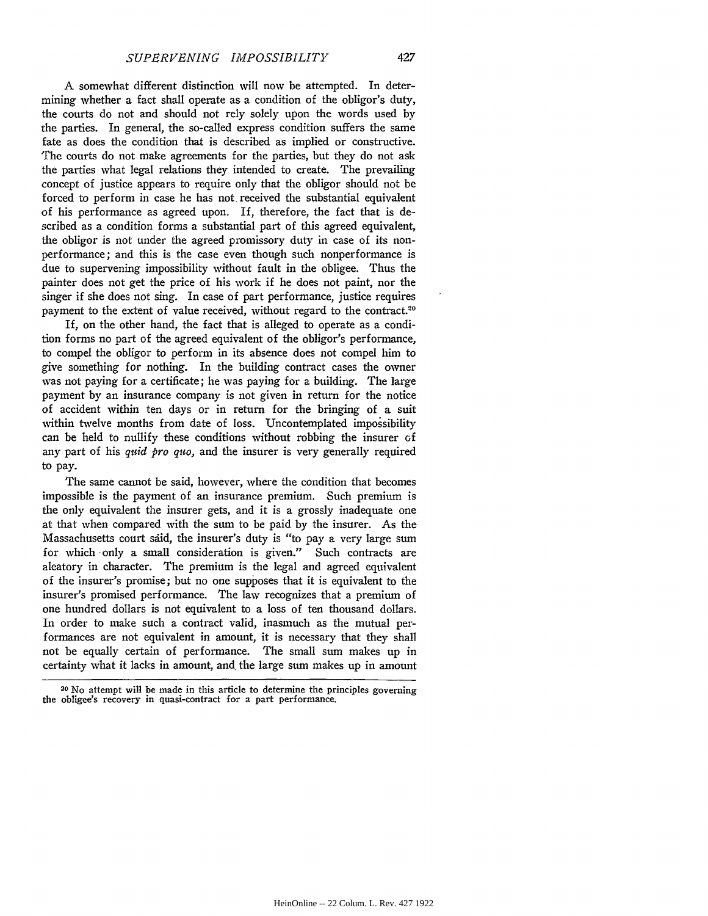A somewhat different distinction will now be attempted. In determining whether a fact shall operate as a condition of the obligor's duty, the courts do not and should not rely solely upon the words used by the parties. In general, the so-called express condition suffers the same fate as does the condition that is described as implied or constructive. The courts do not make agreements for the parties, but they do not ask the parties what legal relations they intended to create. The prevailing concept of justice appears to require only that the obligor should not be forced to perform in case he has not received the substantial equivalent of his performance as agreed upon. If, therefore, the fact that is described as a condition forms a substantial part of this agreed equivalent, the obligor is not under the agreed promissory duty in case of its nonperformance; and this is the case even though such nonperformance is due to supervening impossibility without fault in the obligee. Thus the painter does not get the price of his work if he does not paint, nor the singer if she does not sing. In case of part performance, justice requires payment to the extent of value received, without regard to the contract.[20]

If, on the other hand, the fact that is alleged to operate as a condition forms no part of the agreed equivalent of the obligor's performance, to compel the obligor to perform in its absence does not compel him to give something for nothing. In the building contract cases the owner was not paying for a certificate; he was paying for a building. The large payment by an insurance company is not given in return for the notice of accident within ten days or in return for the bringing of a suit within twelve months from date of loss. Uncontemplated impossibility can be held to nullify these conditions without robbing the insurer of any part of his *quid pro quo*, and the insurer is very generally required to pay.

The same cannot be said, however, where the condition that becomes impossible is the payment of an insurance premium. Such premium is the only equivalent the insurer gets, and it is a grossly inadequate one at that when compared with the sum to be paid by the insurer. As the Massachusetts court said, the insurer's duty is "to pay a very large sum for which only a small consideration is given." Such contracts are aleatory in character. The premium is the legal and agreed equivalent of the insurer's promise; but no one supposes that it is equivalent to the insurer's promised performance. The law recognizes that a premium of one hundred dollars is not equivalent to a loss of ten thousand dollars. In order to make such a contract valid, inasmuch as the mutual performances are not equivalent in amount, it is necessary that they shall not be equally certain of performance. The small sum makes up in certainty what it lacks in amount, and the large sum makes up in amount

---

[20] No attempt will be made in this article to determine the principles governing the obligee's recovery in quasi-contract for a part performance.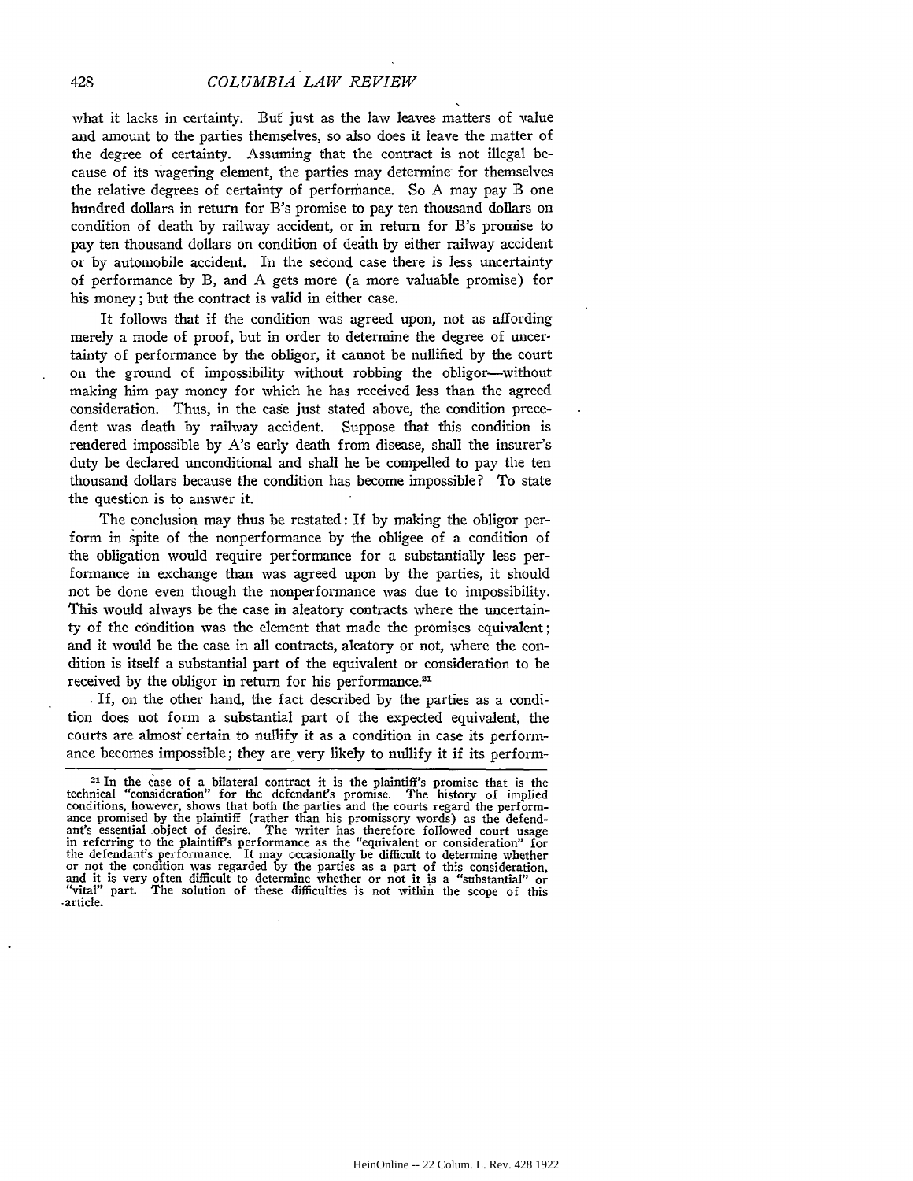what it lacks in certainty. But just as the law leaves matters of value and amount to the parties themselves, so also does it leave the matter of the degree of certainty. Assuming that the contract is not illegal because of its wagering element, the parties may determine for themselves the relative degrees of certainty of performance. So A may pay B one hundred dollars in return for B's promise to pay ten thousand dollars on condition of death by railway accident, or in return for B's promise to pay ten thousand dollars on condition of death by either railway accident or by automobile accident. In the second case there is less uncertainty of performance by B, and A gets more (a more valuable promise) for his money; but the contract is valid in either case.

It follows that if the condition was agreed upon, not as affording merely a mode of proof, but in order to determine the degree of uncertainty of performance by the obligor, it cannot be nullified by the court on the ground of impossibility without robbing the obligor—without making him pay money for which he has received less than the agreed consideration. Thus, in the case just stated above, the condition precedent was death by railway accident. Suppose that this condition is rendered impossible by A's early death from disease, shall the insurer's duty be declared unconditional and shall he be compelled to pay the ten thousand dollars because the condition has become impossible? To state the question is to answer it.

The conclusion may thus be restated: If by making the obligor perform in spite of the nonperformance by the obligee of a condition of the obligation would require performance for a substantially less performance in exchange than was agreed upon by the parties, it should not be done even though the nonperformance was due to impossibility. This would always be the case in aleatory contracts where the uncertainty of the condition was the element that made the promises equivalent; and it would be the case in all contracts, aleatory or not, where the condition is itself a substantial part of the equivalent or consideration to be received by the obligor in return for his performance.[21]

If, on the other hand, the fact described by the parties as a condition does not form a substantial part of the expected equivalent, the courts are almost certain to nullify it as a condition in case its performance becomes impossible; they are very likely to nullify it if its perform-

---

[21] In the case of a bilateral contract it is the plaintiff's promise that is the technical "consideration" for the defendant's promise. The history of implied conditions, however, shows that both the parties and the courts regard the performance promised by the plaintiff (rather than his promissory words) as the defendant's essential object of desire. The writer has therefore followed court usage in referring to the plaintiff's performance as the "equivalent or consideration" for the defendant's performance. It may occasionally be difficult to determine whether or not the condition was regarded by the parties as a part of this consideration, and it is very often difficult to determine whether or not it is a "substantial" or "vital" part. The solution of these difficulties is not within the scope of this article.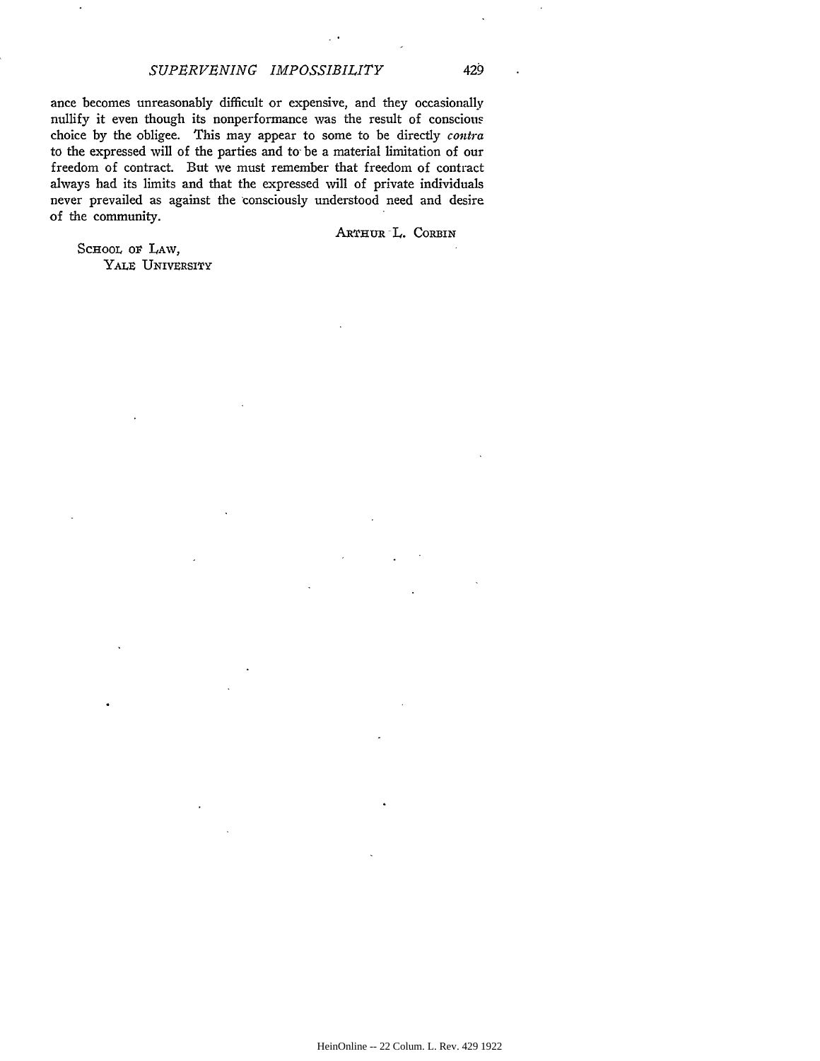ance becomes unreasonably difficult or expensive, and they occasionally nullify it even though its nonperformance was the result of conscious choice by the obligee. This may appear to some to be directly *contra* to the expressed will of the parties and to be a material limitation of our freedom of contract. But we must remember that freedom of contract always had its limits and that the expressed will of private individuals never prevailed as against the consciously understood need and desire of the community.

ARTHUR L. CORBIN

SCHOOL OF LAW,
YALE UNIVERSITY